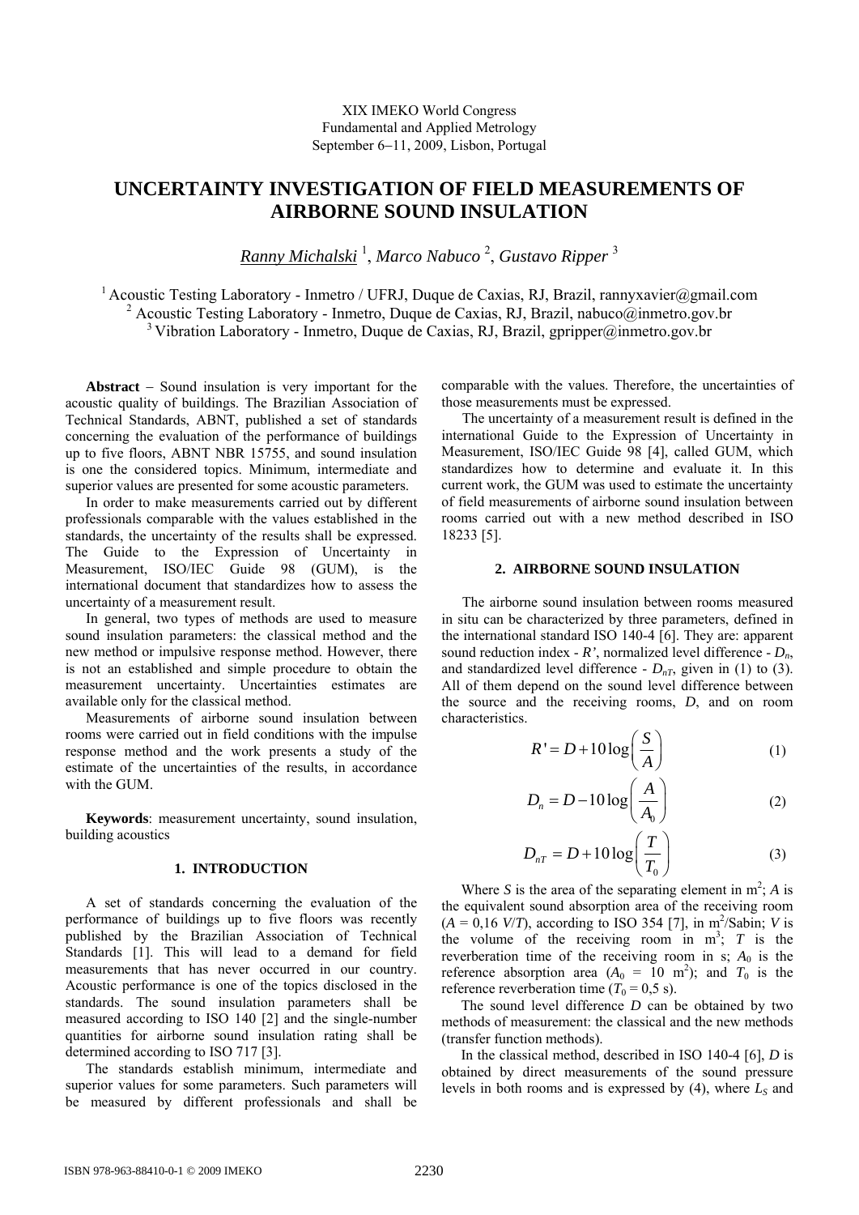XIX IMEKO World Congress
Fundamental and Applied Metrology
September 6−11, 2009, Lisbon, Portugal

# UNCERTAINTY INVESTIGATION OF FIELD MEASUREMENTS OF AIRBORNE SOUND INSULATION

*Ranny Michalski* [1], *Marco Nabuco* [2], *Gustavo Ripper* [3]

[1] Acoustic Testing Laboratory - Inmetro / UFRJ, Duque de Caxias, RJ, Brazil, rannyxavier@gmail.com
[2] Acoustic Testing Laboratory - Inmetro, Duque de Caxias, RJ, Brazil, nabuco@inmetro.gov.br
[3] Vibration Laboratory - Inmetro, Duque de Caxias, RJ, Brazil, gripper@inmetro.gov.br

**Abstract** − Sound insulation is very important for the acoustic quality of buildings. The Brazilian Association of Technical Standards, ABNT, published a set of standards concerning the evaluation of the performance of buildings up to five floors, ABNT NBR 15755, and sound insulation is one the considered topics. Minimum, intermediate and superior values are presented for some acoustic parameters.

In order to make measurements carried out by different professionals comparable with the values established in the standards, the uncertainty of the results shall be expressed. The Guide to the Expression of Uncertainty in Measurement, ISO/IEC Guide 98 (GUM), is the international document that standardizes how to assess the uncertainty of a measurement result.

In general, two types of methods are used to measure sound insulation parameters: the classical method and the new method or impulsive response method. However, there is not an established and simple procedure to obtain the measurement uncertainty. Uncertainties estimates are available only for the classical method.

Measurements of airborne sound insulation between rooms were carried out in field conditions with the impulse response method and the work presents a study of the estimate of the uncertainties of the results, in accordance with the GUM.

**Keywords**: measurement uncertainty, sound insulation, building acoustics

## 1. INTRODUCTION

A set of standards concerning the evaluation of the performance of buildings up to five floors was recently published by the Brazilian Association of Technical Standards [1]. This will lead to a demand for field measurements that has never occurred in our country. Acoustic performance is one of the topics disclosed in the standards. The sound insulation parameters shall be measured according to ISO 140 [2] and the single-number quantities for airborne sound insulation rating shall be determined according to ISO 717 [3].

The standards establish minimum, intermediate and superior values for some parameters. Such parameters will be measured by different professionals and shall be comparable with the values. Therefore, the uncertainties of those measurements must be expressed.

The uncertainty of a measurement result is defined in the international Guide to the Expression of Uncertainty in Measurement, ISO/IEC Guide 98 [4], called GUM, which standardizes how to determine and evaluate it. In this current work, the GUM was used to estimate the uncertainty of field measurements of airborne sound insulation between rooms carried out with a new method described in ISO 18233 [5].

## 2. AIRBORNE SOUND INSULATION

The airborne sound insulation between rooms measured in situ can be characterized by three parameters, defined in the international standard ISO 140-4 [6]. They are: apparent sound reduction index - ***R'***, normalized level difference - $D_n$, and standardized level difference - $D_{nT}$, given in (1) to (3). All of them depend on the sound level difference between the source and the receiving rooms, *D*, and on room characteristics.

$$R' = D + 10\log\left(\frac{S}{A}\right) \tag{1}$$

$$D_n = D - 10\log\left(\frac{A}{A_0}\right) \tag{2}$$

$$D_{nT} = D + 10\log\left(\frac{T}{T_0}\right) \tag{3}$$

Where *S* is the area of the separating element in m$^2$; *A* is the equivalent sound absorption area of the receiving room ($A$ = 0,16 $V/T$), according to ISO 354 [7], in m$^2$/Sabin; *V* is the volume of the receiving room in m$^3$; *T* is the reverberation time of the receiving room in s; $A_0$ is the reference absorption area ($A_0$ = 10 m$^2$); and $T_0$ is the reference reverberation time ($T_0$ = 0,5 s).

The sound level difference *D* can be obtained by two methods of measurement: the classical and the new methods (transfer function methods).

In the classical method, described in ISO 140-4 [6], *D* is obtained by direct measurements of the sound pressure levels in both rooms and is expressed by (4), where $L_S$ and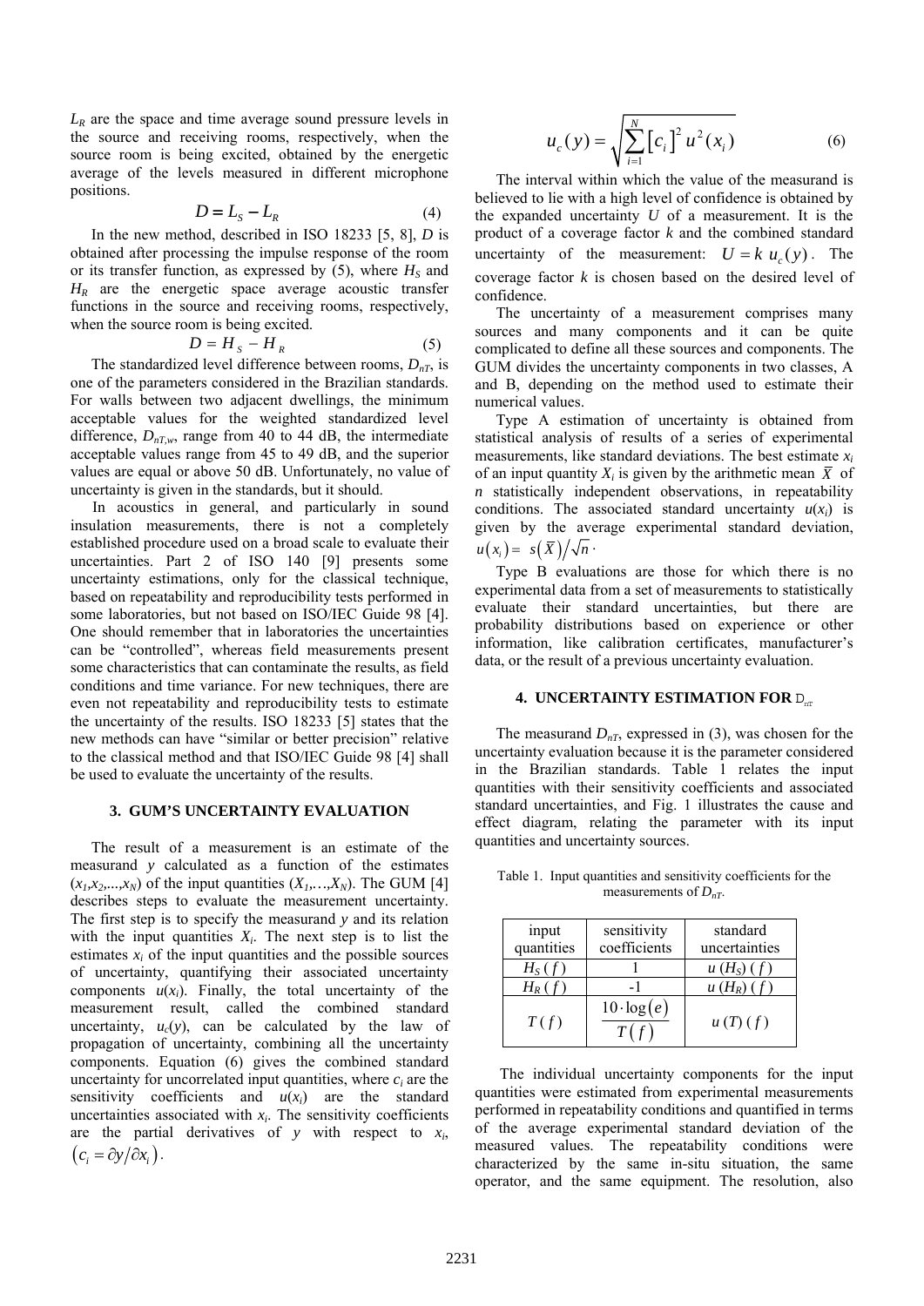$L_R$ are the space and time average sound pressure levels in the source and receiving rooms, respectively, when the source room is being excited, obtained by the energetic average of the levels measured in different microphone positions.

$$D = L_S - L_R \tag{4}$$

In the new method, described in ISO 18233 [5, 8], $D$ is obtained after processing the impulse response of the room or its transfer function, as expressed by (5), where $H_S$ and $H_R$ are the energetic space average acoustic transfer functions in the source and receiving rooms, respectively, when the source room is being excited.

$$D = H_S - H_R \tag{5}$$

The standardized level difference between rooms, $D_{nT}$, is one of the parameters considered in the Brazilian standards. For walls between two adjacent dwellings, the minimum acceptable values for the weighted standardized level difference, $D_{nT,w}$, range from 40 to 44 dB, the intermediate acceptable values range from 45 to 49 dB, and the superior values are equal or above 50 dB. Unfortunately, no value of uncertainty is given in the standards, but it should.

In acoustics in general, and particularly in sound insulation measurements, there is not a completely established procedure used on a broad scale to evaluate their uncertainties. Part 2 of ISO 140 [9] presents some uncertainty estimations, only for the classical technique, based on repeatability and reproducibility tests performed in some laboratories, but not based on ISO/IEC Guide 98 [4]. One should remember that in laboratories the uncertainties can be "controlled", whereas field measurements present some characteristics that can contaminate the results, as field conditions and time variance. For new techniques, there are even not repeatability and reproducibility tests to estimate the uncertainty of the results. ISO 18233 [5] states that the new methods can have "similar or better precision" relative to the classical method and that ISO/IEC Guide 98 [4] shall be used to evaluate the uncertainty of the results.

## 3. GUM'S UNCERTAINTY EVALUATION

The result of a measurement is an estimate of the measurand $y$ calculated as a function of the estimates $(x_1,x_2,...,x_N)$ of the input quantities $(X_1,\ldots,X_N)$. The GUM [4] describes steps to evaluate the measurement uncertainty. The first step is to specify the measurand $y$ and its relation with the input quantities $X_i$. The next step is to list the estimates $x_i$ of the input quantities and the possible sources of uncertainty, quantifying their associated uncertainty components $u(x_i)$. Finally, the total uncertainty of the measurement result, called the combined standard uncertainty, $u_c(y)$, can be calculated by the law of propagation of uncertainty, combining all the uncertainty components. Equation (6) gives the combined standard uncertainty for uncorrelated input quantities, where $c_i$ are the sensitivity coefficients and $u(x_i)$ are the standard uncertainties associated with $x_i$. The sensitivity coefficients are the partial derivatives of $y$ with respect to $x_i$, $\left(c_i = \partial y / \partial x_i\right)$.

$$u_c(y) = \sqrt{\sum_{i=1}^{N} \left[c_i\right]^2 u^2(x_i)} \tag{6}$$

The interval within which the value of the measurand is believed to lie with a high level of confidence is obtained by the expanded uncertainty $U$ of a measurement. It is the product of a coverage factor $k$ and the combined standard uncertainty of the measurement: $U = k\, u_c(y)$. The coverage factor $k$ is chosen based on the desired level of confidence.

The uncertainty of a measurement comprises many sources and many components and it can be quite complicated to define all these sources and components. The GUM divides the uncertainty components in two classes, A and B, depending on the method used to estimate their numerical values.

Type A estimation of uncertainty is obtained from statistical analysis of results of a series of experimental measurements, like standard deviations. The best estimate $x_i$ of an input quantity $X_i$ is given by the arithmetic mean $\overline{X}$ of $n$ statistically independent observations, in repeatability conditions. The associated standard uncertainty $u(x_i)$ is given by the average experimental standard deviation, $u(x_i) = s\left(\overline{X}\right)/\sqrt{n}$.

Type B evaluations are those for which there is no experimental data from a set of measurements to statistically evaluate their standard uncertainties, but there are probability distributions based on experience or other information, like calibration certificates, manufacturer's data, or the result of a previous uncertainty evaluation.

## 4. UNCERTAINTY ESTIMATION FOR $D_{nT}$

The measurand $D_{nT}$, expressed in (3), was chosen for the uncertainty evaluation because it is the parameter considered in the Brazilian standards. Table 1 relates the input quantities with their sensitivity coefficients and associated standard uncertainties, and Fig. 1 illustrates the cause and effect diagram, relating the parameter with its input quantities and uncertainty sources.

Table 1. Input quantities and sensitivity coefficients for the measurements of $D_{nT}$.

| input quantities | sensitivity coefficients | standard uncertainties |
|---|---|---|
| $H_S\,(f)$ | 1 | $u\,(H_S)\,(f)$ |
| $H_R\,(f)$ | -1 | $u\,(H_R)\,(f)$ |
| $T\,(f)$ | $\dfrac{10\cdot\log(e)}{T(f)}$ | $u\,(T)\,(f)$ |

The individual uncertainty components for the input quantities were estimated from experimental measurements performed in repeatability conditions and quantified in terms of the average experimental standard deviation of the measured values. The repeatability conditions were characterized by the same in-situ situation, the same operator, and the same equipment. The resolution, also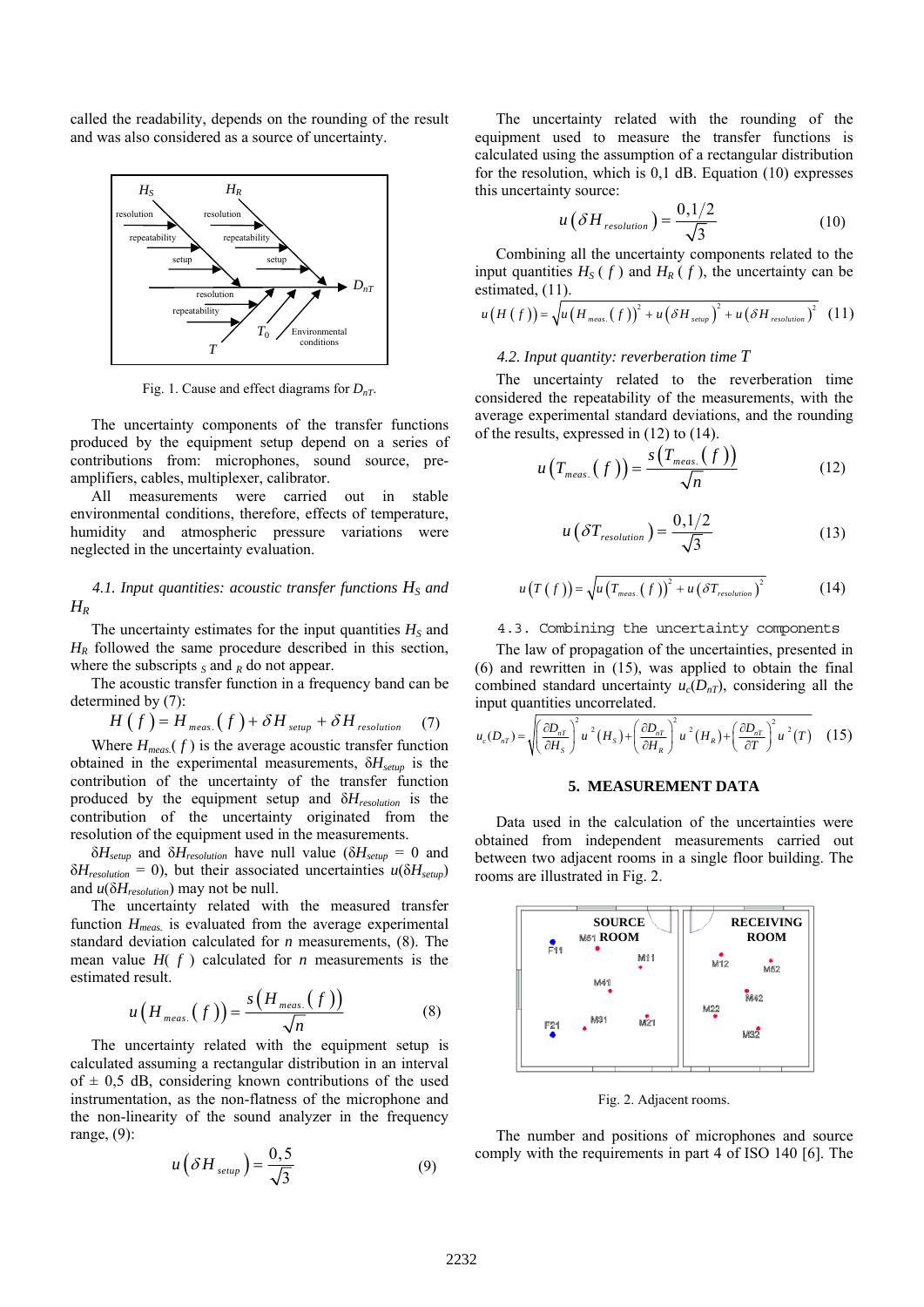called the readability, depends on the rounding of the result and was also considered as a source of uncertainty.

Fig. 1. Cause and effect diagrams for $D_{nT}$.

The uncertainty components of the transfer functions produced by the experimental setup depend on a series of contributions from: microphones, sound source, pre-amplifiers, cables, multiplexer, calibrator.

All measurements were carried out in stable environmental conditions, therefore, effects of temperature, humidity and atmospheric pressure variations were neglected in the uncertainty evaluation.

### *4.1. Input quantities: acoustic transfer functions $H_S$ and $H_R$*

The uncertainty estimates for the input quantities $H_S$ and $H_R$ followed the same procedure described in this section, where the subscripts $_S$ and $_R$ do not appear.

The acoustic transfer function in a frequency band can be determined by (7):

$$H(f) = H_{meas.}(f) + \delta H_{setup} + \delta H_{resolution} \qquad (7)$$

Where $H_{meas.}(f)$ is the average acoustic transfer function obtained in the experimental measurements, $\delta H_{setup}$ is the contribution of the uncertainty of the transfer function produced by the equipment setup and $\delta H_{resolution}$ is the contribution of the uncertainty originated from the resolution of the equipment used in the measurements.

$\delta H_{setup}$ and $\delta H_{resolution}$ have null value ($\delta H_{setup} = 0$ and $\delta H_{resolution} = 0$), but their associated uncertainties $u(\delta H_{setup})$ and $u(\delta H_{resolution})$ may not be null.

The uncertainty related with the measured transfer function $H_{meas.}$ is evaluated from the average experimental standard deviation calculated for $n$ measurements, (8). The mean value $H(f)$ calculated for $n$ measurements is the estimated result.

$$u\left(H_{meas.}(f)\right) = \frac{s\left(H_{meas.}(f)\right)}{\sqrt{n}} \qquad (8)$$

The uncertainty related with the equipment setup is calculated assuming a rectangular distribution in an interval of ± 0,5 dB, considering known contributions of the used instrumentation, as the non-flatness of the microphone and the non-linearity of the sound analyzer in the frequency range, (9):

$$u\left(\delta H_{setup}\right) = \frac{0,5}{\sqrt{3}} \qquad (9)$$

The uncertainty related with the rounding of the equipment used to measure the transfer functions is calculated using the assumption of a rectangular distribution for the resolution, which is 0,1 dB. Equation (10) expresses this uncertainty source:

$$u\left(\delta H_{resolution}\right) = \frac{0,1/2}{\sqrt{3}} \qquad (10)$$

Combining all the uncertainty components related to the input quantities $H_S(f)$ and $H_R(f)$, the uncertainty can be estimated, (11).

$$u\left(H(f)\right) = \sqrt{u\left(H_{meas.}(f)\right)^2 + u\left(\delta H_{setup}\right)^2 + u\left(\delta H_{resolution}\right)^2} \qquad (11)$$

### *4.2. Input quantity: reverberation time T*

The uncertainty related to the reverberation time considered the repeatability of the measurements, with the average experimental standard deviations, and the rounding of the results, expressed in (12) to (14).

$$u\left(T_{meas.}(f)\right) = \frac{s\left(T_{meas.}(f)\right)}{\sqrt{n}} \qquad (12)$$

$$u\left(\delta T_{resolution}\right) = \frac{0,1/2}{\sqrt{3}} \qquad (13)$$

$$u\left(T(f)\right) = \sqrt{u\left(T_{meas.}(f)\right)^2 + u\left(\delta T_{resolution}\right)^2} \qquad (14)$$

### 4.3. Combining the uncertainty components

The law of propagation of the uncertainties, presented in (6) and rewritten in (15), was applied to obtain the final combined standard uncertainty $u_c(D_{nT})$, considering all the input quantities uncorrelated.

$$u_c(D_{nT}) = \sqrt{\left(\frac{\partial D_{nT}}{\partial H_S}\right)^2 u^2(H_S) + \left(\frac{\partial D_{nT}}{\partial H_R}\right)^2 u^2(H_R) + \left(\frac{\partial D_{nT}}{\partial T}\right)^2 u^2(T)} \qquad (15)$$

## 5. MEASUREMENT DATA

Data used in the calculation of the uncertainties were obtained from independent measurements carried out between two adjacent rooms in a single floor building. The rooms are illustrated in Fig. 2.

Fig. 2. Adjacent rooms.

The number and positions of microphones and source comply with the requirements in part 4 of ISO 140 [6]. The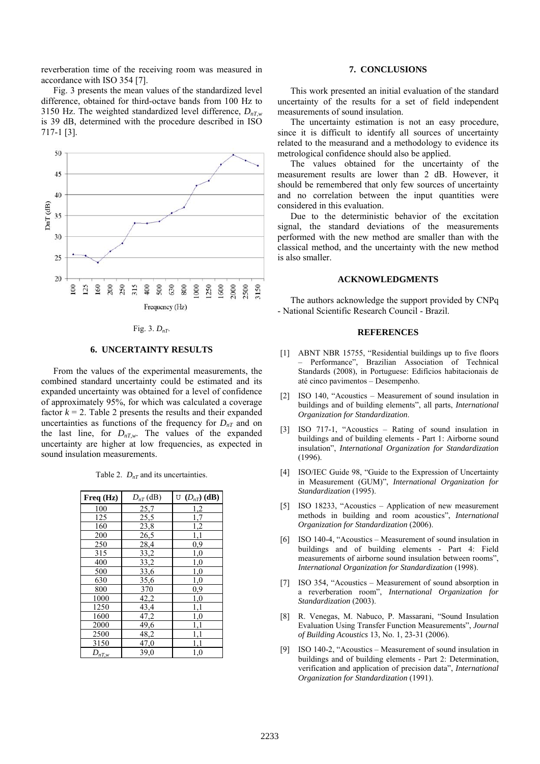reverberation time of the receiving room was measured in accordance with ISO 354 [7].

Fig. 3 presents the mean values of the standardized level difference, obtained for third-octave bands from 100 Hz to 3150 Hz. The weighted standardized level difference, $D_{nT,w}$ is 39 dB, determined with the procedure described in ISO 717-1 [3].

50
45
40
35
30
25
20
DnT (dB)
100
125
160
200
250
315
400
500
630
800
1000
1250
1600
2000
2500
3150
Frequency (Hz)

Fig. 3. $D_{nT}$.

## 6. UNCERTAINTY RESULTS

From the values of the experimental measurements, the combined standard uncertainty could be estimated and its expanded uncertainty was obtained for a level of confidence of approximately 95%, for which was calculated a coverage factor $k = 2$. Table 2 presents the results and their expanded uncertainties as functions of the frequency for $D_{nT}$ and on the last line, for $D_{nT,w}$. The values of the expanded uncertainty are higher at low frequencies, as expected in sound insulation measurements.

Table 2. $D_{nT}$ and its uncertainties.

| Freq (Hz) | $D_{nT}$ (dB) | U ($D_{nT}$) (dB) |
|---|---|---|
| 100 | 25,7 | 1,2 |
| 125 | 25,5 | 1,7 |
| 160 | 23,8 | 1,2 |
| 200 | 26,5 | 1,1 |
| 250 | 28,4 | 0,9 |
| 315 | 33,2 | 1,0 |
| 400 | 33,2 | 1,0 |
| 500 | 33,6 | 1,0 |
| 630 | 35,6 | 1,0 |
| 800 | 370 | 0,9 |
| 1000 | 42,2 | 1,0 |
| 1250 | 43,4 | 1,1 |
| 1600 | 47,2 | 1,0 |
| 2000 | 49,6 | 1,1 |
| 2500 | 48,2 | 1,1 |
| 3150 | 47,0 | 1,1 |
| $D_{nT,w}$ | 39,0 | 1,0 |

## 7. CONCLUSIONS

This work presented an initial evaluation of the standard uncertainty of the results for a set of field independent measurements of sound insulation.

The uncertainty estimation is not an easy procedure, since it is difficult to identify all sources of uncertainty related to the measurand and a methodology to evidence its metrological confidence should also be applied.

The values obtained for the uncertainty of the measurement results are lower than 2 dB. However, it should be remembered that only few sources of uncertainty and no correlation between the input quantities were considered in this evaluation.

Due to the deterministic behavior of the excitation signal, the standard deviations of the measurements performed with the new method are smaller than with the classical method, and the uncertainty with the new method is also smaller.

## ACKNOWLEDGMENTS

The authors acknowledge the support provided by CNPq - National Scientific Research Council - Brazil.

## REFERENCES

[1] ABNT NBR 15755, "Residential buildings up to five floors – Performance", Brazilian Association of Technical Standards (2008), in Portuguese: Edifícios habitacionais de até cinco pavimentos – Desempenho.

[2] ISO 140, "Acoustics – Measurement of sound insulation in buildings and of building elements", all parts, *International Organization for Standardization*.

[3] ISO 717-1, "Acoustics – Rating of sound insulation in buildings and of building elements - Part 1: Airborne sound insulation", *International Organization for Standardization* (1996).

[4] ISO/IEC Guide 98, "Guide to the Expression of Uncertainty in Measurement (GUM)", *International Organization for Standardization* (1995).

[5] ISO 18233, "Acoustics – Application of new measurement methods in building and room acoustics", *International Organization for Standardization* (2006).

[6] ISO 140-4, "Acoustics – Measurement of sound insulation in buildings and of building elements - Part 4: Field measurements of airborne sound insulation between rooms", *International Organization for Standardization* (1998).

[7] ISO 354, "Acoustics – Measurement of sound absorption in a reverberation room", *International Organization for Standardization* (2003).

[8] R. Venegas, M. Nabuco, P. Massarani, "Sound Insulation Evaluation Using Transfer Function Measurements", *Journal of Building Acoustics* 13, No. 1, 23-31 (2006).

[9] ISO 140-2, "Acoustics – Measurement of sound insulation in buildings and of building elements - Part 2: Determination, verification and application of precision data", *International Organization for Standardization* (1991).